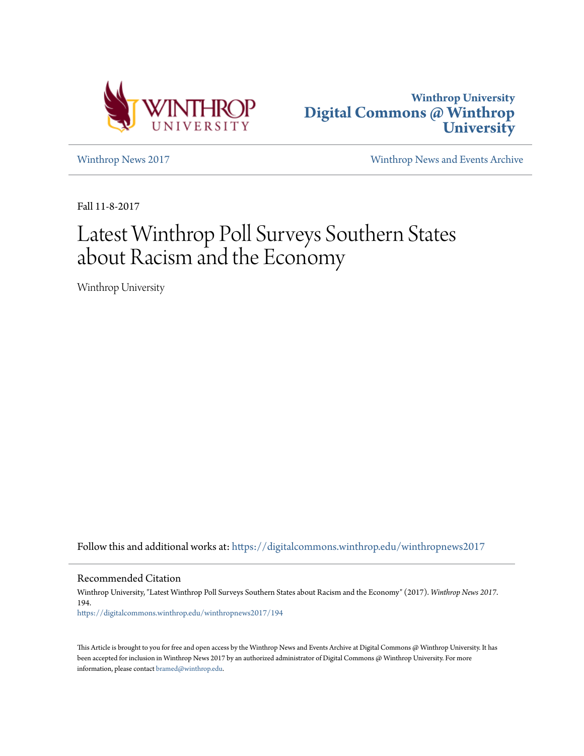Winthrop University
# Digital Commons @ Winthrop University

[Winthrop News 2017](https://digitalcommons.winthrop.edu/winthropnews2017) | [Winthrop News and Events Archive]

Fall 11-8-2017

# Latest Winthrop Poll Surveys Southern States about Racism and the Economy

Winthrop University

Follow this and additional works at: https://digitalcommons.winthrop.edu/winthropnews2017

## Recommended Citation

Winthrop University, "Latest Winthrop Poll Surveys Southern States about Racism and the Economy" (2017). *Winthrop News 2017*. 194.
https://digitalcommons.winthrop.edu/winthropnews2017/194

This Article is brought to you for free and open access by the Winthrop News and Events Archive at Digital Commons @ Winthrop University. It has been accepted for inclusion in Winthrop News 2017 by an authorized administrator of Digital Commons @ Winthrop University. For more information, please contact bramed@winthrop.edu.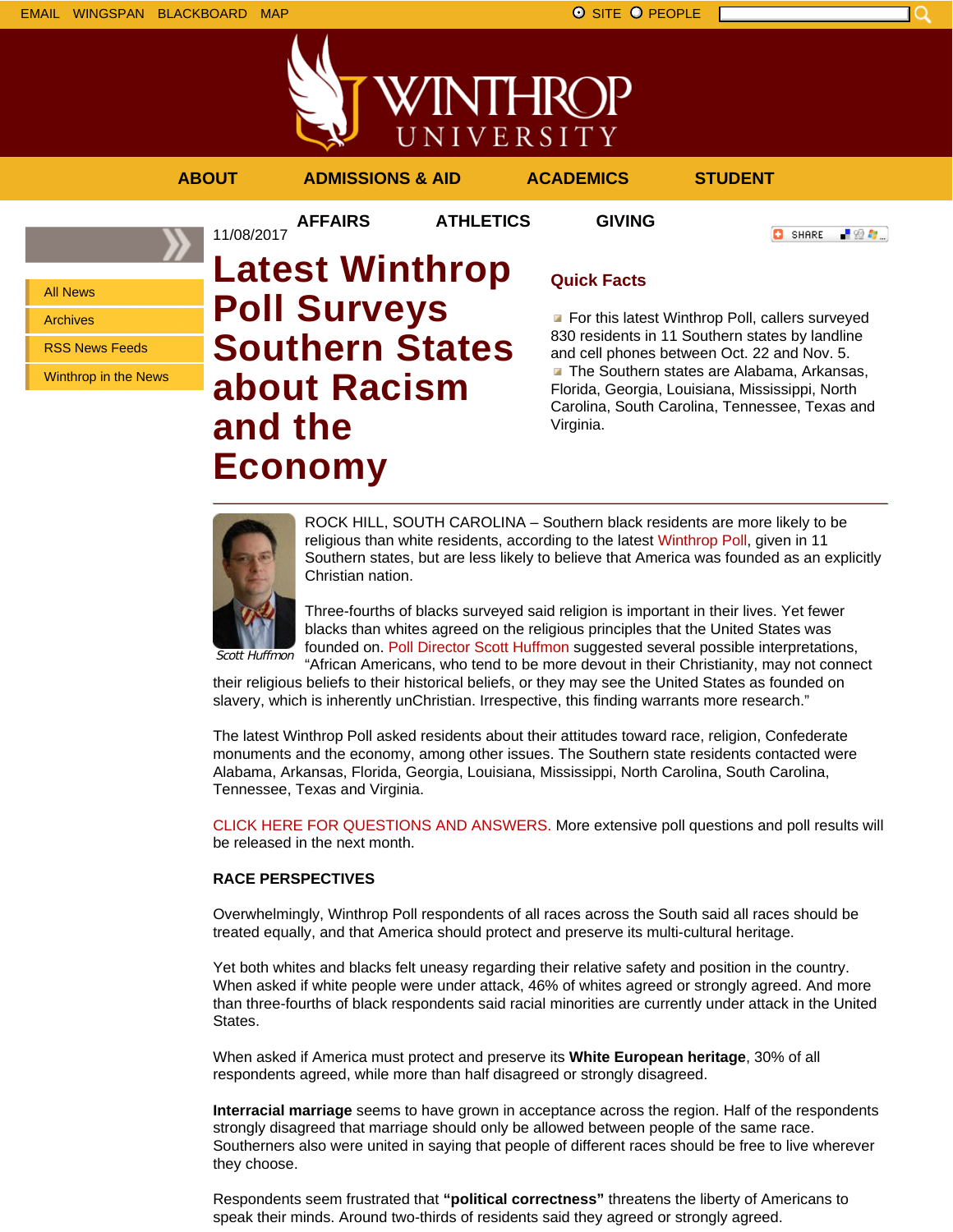EMAIL WINGSPAN BLACKBOARD MAP

SITE PEOPLE

ABOUT ADMISSIONS & AID ACADEMICS STUDENT AFFAIRS ATHLETICS GIVING

- All News
- Archives
- RSS News Feeds
- Winthrop in the News

11/08/2017

# Latest Winthrop Poll Surveys Southern States about Racism and the Economy

## Quick Facts

- For this latest Winthrop Poll, callers surveyed 830 residents in 11 Southern states by landline and cell phones between Oct. 22 and Nov. 5.
- The Southern states are Alabama, Arkansas, Florida, Georgia, Louisiana, Mississippi, North Carolina, South Carolina, Tennessee, Texas and Virginia.

*Scott Huffmon*

ROCK HILL, SOUTH CAROLINA – Southern black residents are more likely to be religious than white residents, according to the latest Winthrop Poll, given in 11 Southern states, but are less likely to believe that America was founded as an explicitly Christian nation.

Three-fourths of blacks surveyed said religion is important in their lives. Yet fewer blacks than whites agreed on the religious principles that the United States was founded on. Poll Director Scott Huffmon suggested several possible interpretations, "African Americans, who tend to be more devout in their Christianity, may not connect their religious beliefs to their historical beliefs, or they may see the United States as founded on slavery, which is inherently unChristian. Irrespective, this finding warrants more research."

The latest Winthrop Poll asked residents about their attitudes toward race, religion, Confederate monuments and the economy, among other issues. The Southern state residents contacted were Alabama, Arkansas, Florida, Georgia, Louisiana, Mississippi, North Carolina, South Carolina, Tennessee, Texas and Virginia.

CLICK HERE FOR QUESTIONS AND ANSWERS. More extensive poll questions and poll results will be released in the next month.

**RACE PERSPECTIVES**

Overwhelmingly, Winthrop Poll respondents of all races across the South said all races should be treated equally, and that America should protect and preserve its multi-cultural heritage.

Yet both whites and blacks felt uneasy regarding their relative safety and position in the country. When asked if white people were under attack, 46% of whites agreed or strongly agreed. And more than three-fourths of black respondents said racial minorities are currently under attack in the United States.

When asked if America must protect and preserve its **White European heritage**, 30% of all respondents agreed, while more than half disagreed or strongly disagreed.

**Interracial marriage** seems to have grown in acceptance across the region. Half of the respondents strongly disagreed that marriage should only be allowed between people of the same race. Southerners also were united in saying that people of different races should be free to live wherever they choose.

Respondents seem frustrated that **"political correctness"** threatens the liberty of Americans to speak their minds. Around two-thirds of residents said they agreed or strongly agreed.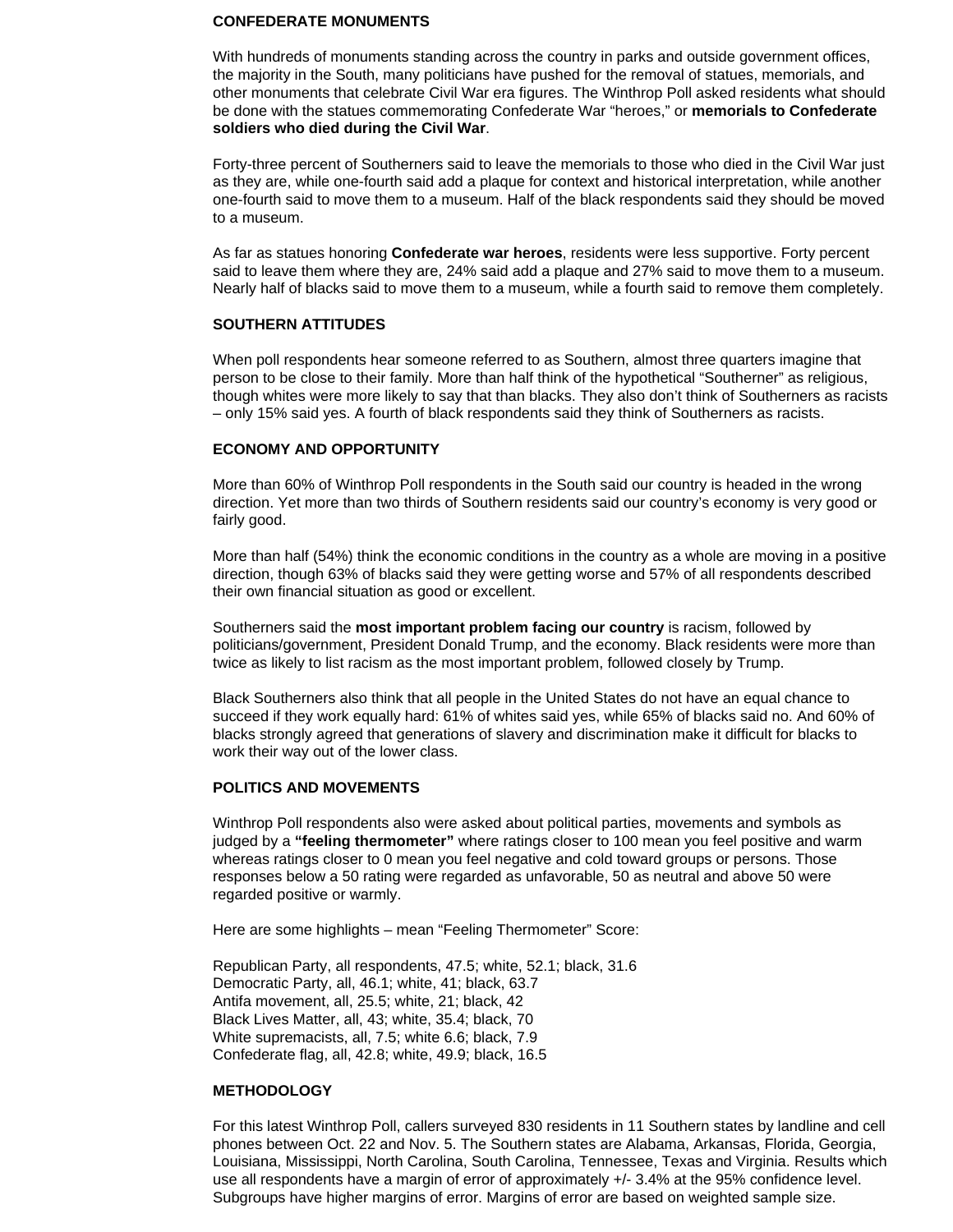## CONFEDERATE MONUMENTS

With hundreds of monuments standing across the country in parks and outside government offices, the majority in the South, many politicians have pushed for the removal of statues, memorials, and other monuments that celebrate Civil War era figures. The Winthrop Poll asked residents what should be done with the statues commemorating Confederate War "heroes," or **memorials to Confederate soldiers who died during the Civil War**.

Forty-three percent of Southerners said to leave the memorials to those who died in the Civil War just as they are, while one-fourth said add a plaque for context and historical interpretation, while another one-fourth said to move them to a museum. Half of the black respondents said they should be moved to a museum.

As far as statues honoring **Confederate war heroes**, residents were less supportive. Forty percent said to leave them where they are, 24% said add a plaque and 27% said to move them to a museum. Nearly half of blacks said to move them to a museum, while a fourth said to remove them completely.

## SOUTHERN ATTITUDES

When poll respondents hear someone referred to as Southern, almost three quarters imagine that person to be close to their family. More than half think of the hypothetical "Southerner" as religious, though whites were more likely to say that than blacks. They also don't think of Southerners as racists – only 15% said yes. A fourth of black respondents said they think of Southerners as racists.

## ECONOMY AND OPPORTUNITY

More than 60% of Winthrop Poll respondents in the South said our country is headed in the wrong direction. Yet more than two thirds of Southern residents said our country's economy is very good or fairly good.

More than half (54%) think the economic conditions in the country as a whole are moving in a positive direction, though 63% of blacks said they were getting worse and 57% of all respondents described their own financial situation as good or excellent.

Southerners said the **most important problem facing our country** is racism, followed by politicians/government, President Donald Trump, and the economy. Black residents were more than twice as likely to list racism as the most important problem, followed closely by Trump.

Black Southerners also think that all people in the United States do not have an equal chance to succeed if they work equally hard: 61% of whites said yes, while 65% of blacks said no. And 60% of blacks strongly agreed that generations of slavery and discrimination make it difficult for blacks to work their way out of the lower class.

## POLITICS AND MOVEMENTS

Winthrop Poll respondents also were asked about political parties, movements and symbols as judged by a **"feeling thermometer"** where ratings closer to 100 mean you feel positive and warm whereas ratings closer to 0 mean you feel negative and cold toward groups or persons. Those responses below a 50 rating were regarded as unfavorable, 50 as neutral and above 50 were regarded positive or warmly.

Here are some highlights – mean "Feeling Thermometer" Score:

Republican Party, all respondents, 47.5; white, 52.1; black, 31.6
Democratic Party, all, 46.1; white, 41; black, 63.7
Antifa movement, all, 25.5; white, 21; black, 42
Black Lives Matter, all, 43; white, 35.4; black, 70
White supremacists, all, 7.5; white 6.6; black, 7.9
Confederate flag, all, 42.8; white, 49.9; black, 16.5

## METHODOLOGY

For this latest Winthrop Poll, callers surveyed 830 residents in 11 Southern states by landline and cell phones between Oct. 22 and Nov. 5. The Southern states are Alabama, Arkansas, Florida, Georgia, Louisiana, Mississippi, North Carolina, South Carolina, Tennessee, Texas and Virginia. Results which use all respondents have a margin of error of approximately +/- 3.4% at the 95% confidence level. Subgroups have higher margins of error. Margins of error are based on weighted sample size.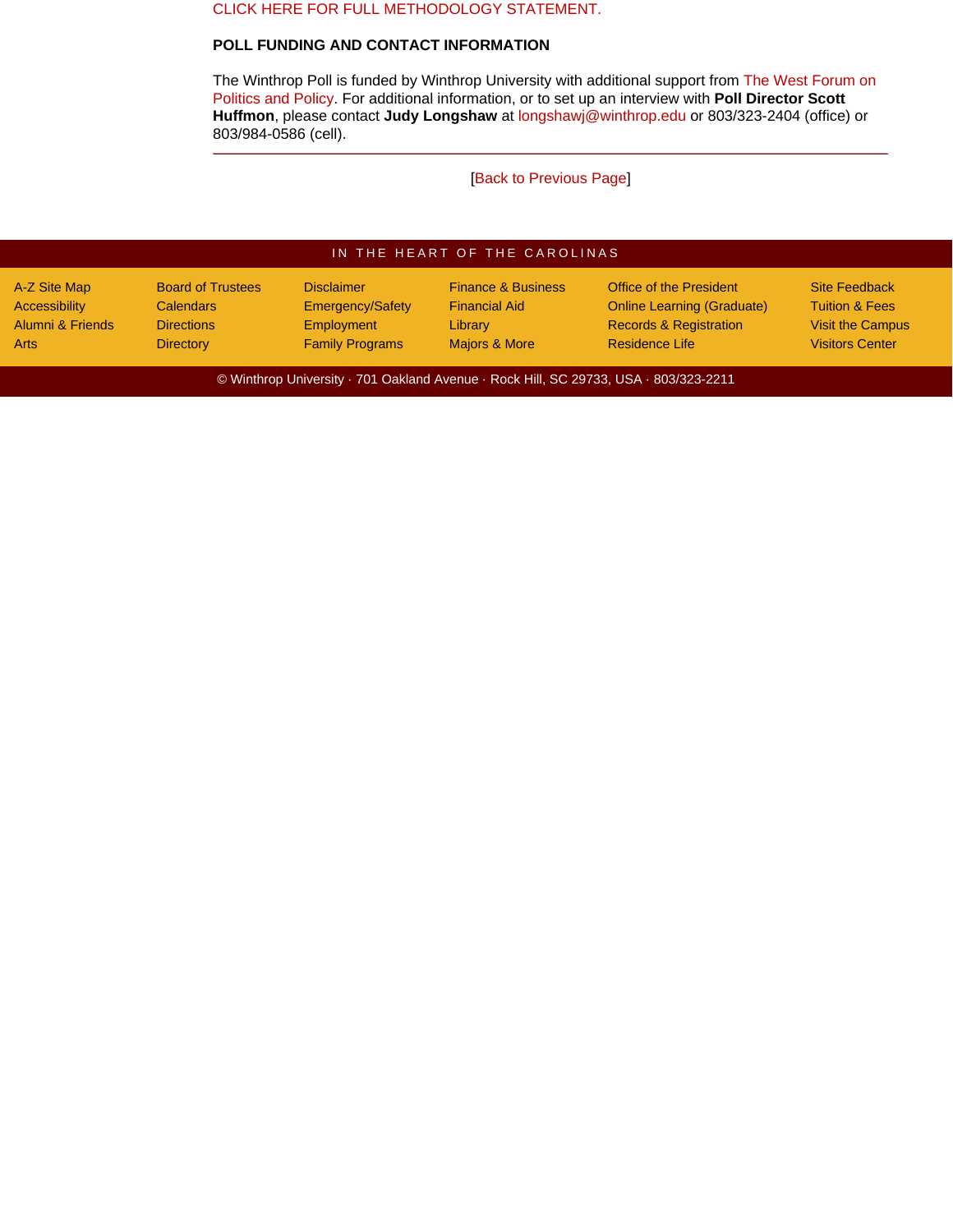CLICK HERE FOR FULL METHODOLOGY STATEMENT.

**POLL FUNDING AND CONTACT INFORMATION**

The Winthrop Poll is funded by Winthrop University with additional support from The West Forum on Politics and Policy. For additional information, or to set up an interview with **Poll Director Scott Huffmon**, please contact **Judy Longshaw** at longshawj@winthrop.edu or 803/323-2404 (office) or 803/984-0586 (cell).

---

[Back to Previous Page]

IN THE HEART OF THE CAROLINAS

A-Z Site Map
Accessibility
Alumni & Friends
Arts
Board of Trustees
Calendars
Directions
Directory
Disclaimer
Emergency/Safety
Employment
Family Programs
Finance & Business
Financial Aid
Library
Majors & More
Office of the President
Online Learning (Graduate)
Records & Registration
Residence Life
Site Feedback
Tuition & Fees
Visit the Campus
Visitors Center

© Winthrop University · 701 Oakland Avenue · Rock Hill, SC 29733, USA · 803/323-2211